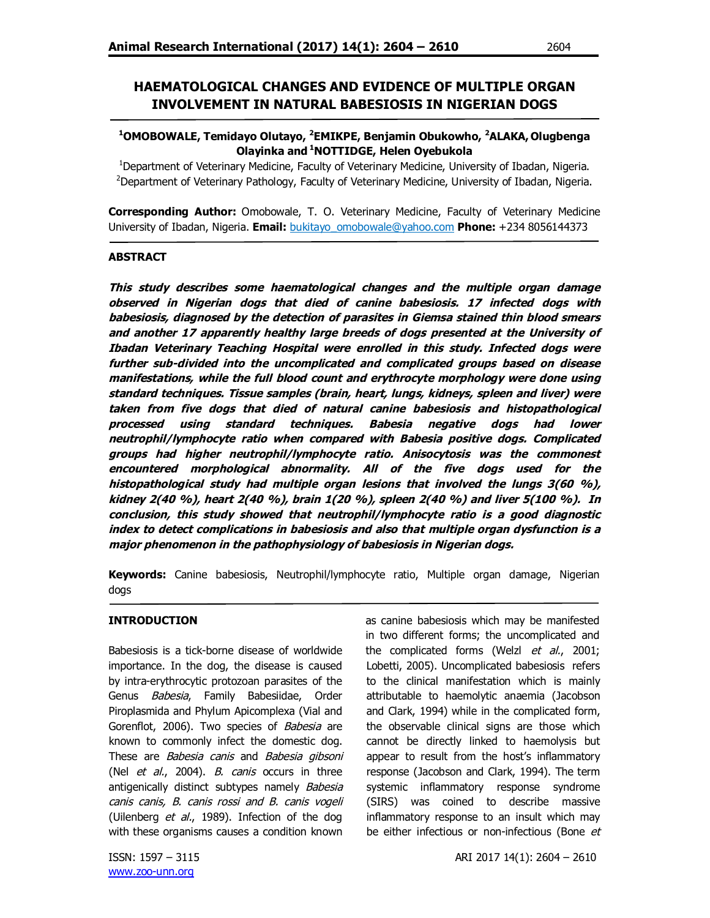# HAEMATOLOGICAL CHANGES AND EVIDENCE OF MULTIPLE ORGAN INVOLVEMENT IN NATURAL BABESIOSIS IN NIGERIAN DOGS

[1]**OMOBOWALE, Temidayo Olutayo,** [2]**EMIKPE, Benjamin Obukowho,** [2]**ALAKA, Olugbenga Olayinka and** [1]**NOTTIDGE, Helen Oyebukola**

[1]Department of Veterinary Medicine, Faculty of Veterinary Medicine, University of Ibadan, Nigeria.
[2]Department of Veterinary Pathology, Faculty of Veterinary Medicine, University of Ibadan, Nigeria.

**Corresponding Author:** Omobowale, T. O. Veterinary Medicine, Faculty of Veterinary Medicine University of Ibadan, Nigeria. **Email:** bukitayo_omobowale@yahoo.com **Phone:** +234 8056144373

## ABSTRACT

***This study describes some haematological changes and the multiple organ damage observed in Nigerian dogs that died of canine babesiosis. 17 infected dogs with babesiosis, diagnosed by the detection of parasites in Giemsa stained thin blood smears and another 17 apparently healthy large breeds of dogs presented at the University of Ibadan Veterinary Teaching Hospital were enrolled in this study. Infected dogs were further sub-divided into the uncomplicated and complicated groups based on disease manifestations, while the full blood count and erythrocyte morphology were done using standard techniques. Tissue samples (brain, heart, lungs, kidneys, spleen and liver) were taken from five dogs that died of natural canine babesiosis and histopathological processed using standard techniques. Babesia negative dogs had lower neutrophil/lymphocyte ratio when compared with Babesia positive dogs. Complicated groups had higher neutrophil/lymphocyte ratio. Anisocytosis was the commonest encountered morphological abnormality. All of the five dogs used for the histopathological study had multiple organ lesions that involved the lungs 3(60 %), kidney 2(40 %), heart 2(40 %), brain 1(20 %), spleen 2(40 %) and liver 5(100 %). In conclusion, this study showed that neutrophil/lymphocyte ratio is a good diagnostic index to detect complications in babesiosis and also that multiple organ dysfunction is a major phenomenon in the pathophysiology of babesiosis in Nigerian dogs.***

**Keywords:** Canine babesiosis, Neutrophil/lymphocyte ratio, Multiple organ damage, Nigerian dogs

## INTRODUCTION

Babesiosis is a tick-borne disease of worldwide importance. In the dog, the disease is caused by intra-erythrocytic protozoan parasites of the Genus *Babesia*, Family Babesiidae, Order Piroplasmida and Phylum Apicomplexa (Vial and Gorenflot, 2006). Two species of *Babesia* are known to commonly infect the domestic dog. These are *Babesia canis* and *Babesia gibsoni* (Nel *et al*., 2004). *B. canis* occurs in three antigenically distinct subtypes namely *Babesia canis canis, B. canis rossi and B. canis vogeli* (Uilenberg *et al*., 1989). Infection of the dog with these organisms causes a condition known as canine babesiosis which may be manifested in two different forms; the uncomplicated and the complicated forms (Welzl *et al*., 2001; Lobetti, 2005). Uncomplicated babesiosis refers to the clinical manifestation which is mainly attributable to haemolytic anaemia (Jacobson and Clark, 1994) while in the complicated form, the observable clinical signs are those which cannot be directly linked to haemolysis but appear to result from the host's inflammatory response (Jacobson and Clark, 1994). The term systemic inflammatory response syndrome (SIRS) was coined to describe massive inflammatory response to an insult which may be either infectious or non-infectious (Bone *et*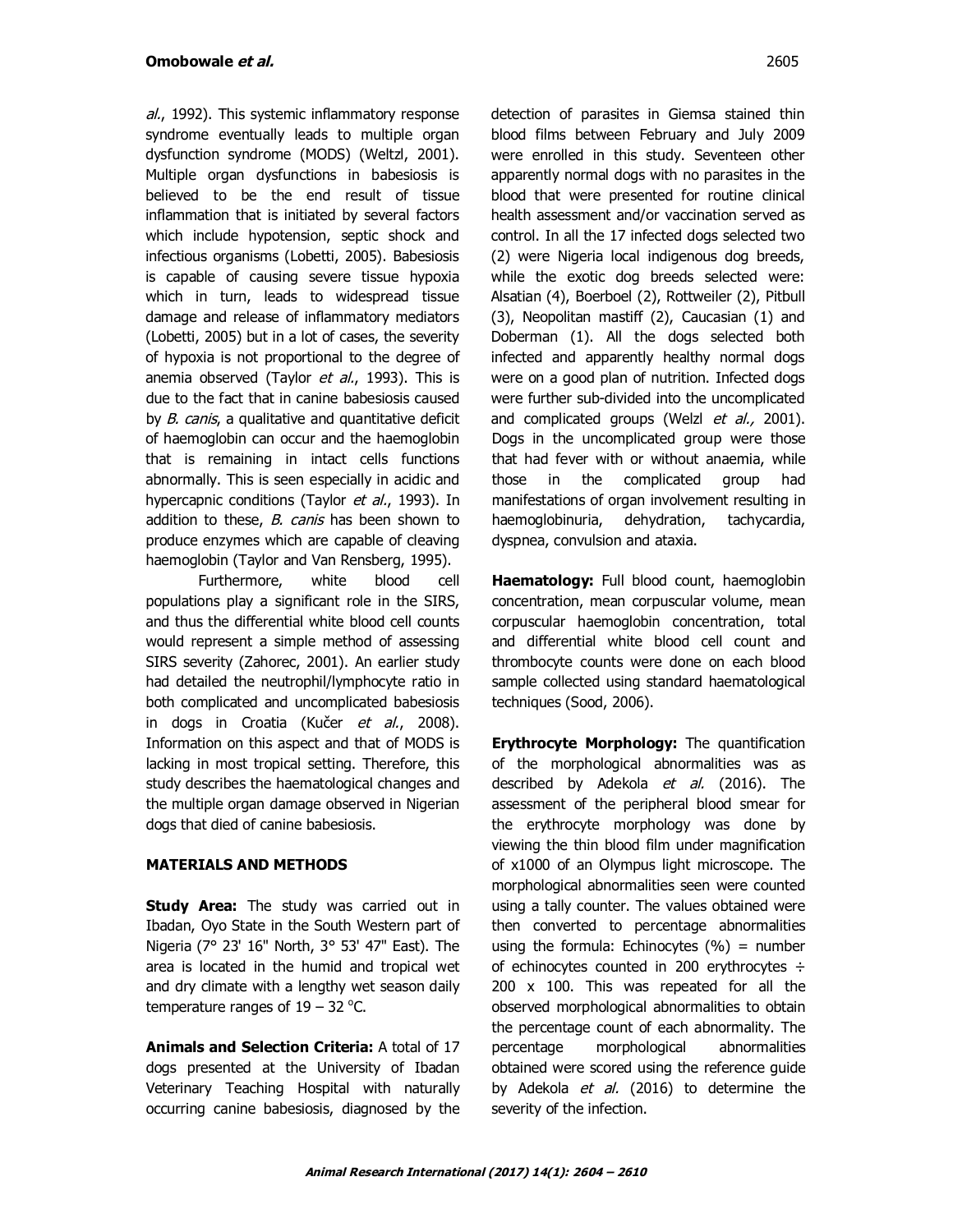*al*., 1992). This systemic inflammatory response syndrome eventually leads to multiple organ dysfunction syndrome (MODS) (Weltzl, 2001). Multiple organ dysfunctions in babesiosis is believed to be the end result of tissue inflammation that is initiated by several factors which include hypotension, septic shock and infectious organisms (Lobetti, 2005). Babesiosis is capable of causing severe tissue hypoxia which in turn, leads to widespread tissue damage and release of inflammatory mediators (Lobetti, 2005) but in a lot of cases, the severity of hypoxia is not proportional to the degree of anemia observed (Taylor *et al*., 1993). This is due to the fact that in canine babesiosis caused by *B. canis*, a qualitative and quantitative deficit of haemoglobin can occur and the haemoglobin that is remaining in intact cells functions abnormally. This is seen especially in acidic and hypercapnic conditions (Taylor *et al*., 1993). In addition to these, *B. canis* has been shown to produce enzymes which are capable of cleaving haemoglobin (Taylor and Van Rensberg, 1995).

Furthermore, white blood cell populations play a significant role in the SIRS, and thus the differential white blood cell counts would represent a simple method of assessing SIRS severity (Zahorec, 2001). An earlier study had detailed the neutrophil/lymphocyte ratio in both complicated and uncomplicated babesiosis in dogs in Croatia (Kučer *et al*., 2008). Information on this aspect and that of MODS is lacking in most tropical setting. Therefore, this study describes the haematological changes and the multiple organ damage observed in Nigerian dogs that died of canine babesiosis.

## MATERIALS AND METHODS

**Study Area:** The study was carried out in Ibadan, Oyo State in the South Western part of Nigeria (7° 23' 16" North, 3° 53' 47" East). The area is located in the humid and tropical wet and dry climate with a lengthy wet season daily temperature ranges of 19 – 32 °C.

**Animals and Selection Criteria:** A total of 17 dogs presented at the University of Ibadan Veterinary Teaching Hospital with naturally occurring canine babesiosis, diagnosed by the detection of parasites in Giemsa stained thin blood films between February and July 2009 were enrolled in this study. Seventeen other apparently normal dogs with no parasites in the blood that were presented for routine clinical health assessment and/or vaccination served as control. In all the 17 infected dogs selected two (2) were Nigeria local indigenous dog breeds, while the exotic dog breeds selected were: Alsatian (4), Boerboel (2), Rottweiler (2), Pitbull (3), Neopolitan mastiff (2), Caucasian (1) and Doberman (1). All the dogs selected both infected and apparently healthy normal dogs were on a good plan of nutrition. Infected dogs were further sub-divided into the uncomplicated and complicated groups (Welzl *et al.,* 2001). Dogs in the uncomplicated group were those that had fever with or without anaemia, while those in the complicated group had manifestations of organ involvement resulting in haemoglobinuria, dehydration, tachycardia, dyspnea, convulsion and ataxia.

**Haematology:** Full blood count, haemoglobin concentration, mean corpuscular volume, mean corpuscular haemoglobin concentration, total and differential white blood cell count and thrombocyte counts were done on each blood sample collected using standard haematological techniques (Sood, 2006).

**Erythrocyte Morphology:** The quantification of the morphological abnormalities was as described by Adekola *et al.* (2016). The assessment of the peripheral blood smear for the erythrocyte morphology was done by viewing the thin blood film under magnification of x1000 of an Olympus light microscope. The morphological abnormalities seen were counted using a tally counter. The values obtained were then converted to percentage abnormalities using the formula: Echinocytes (%) = number of echinocytes counted in 200 erythrocytes ÷ 200 x 100. This was repeated for all the observed morphological abnormalities to obtain the percentage count of each abnormality. The percentage morphological abnormalities obtained were scored using the reference guide by Adekola *et al.* (2016) to determine the severity of the infection.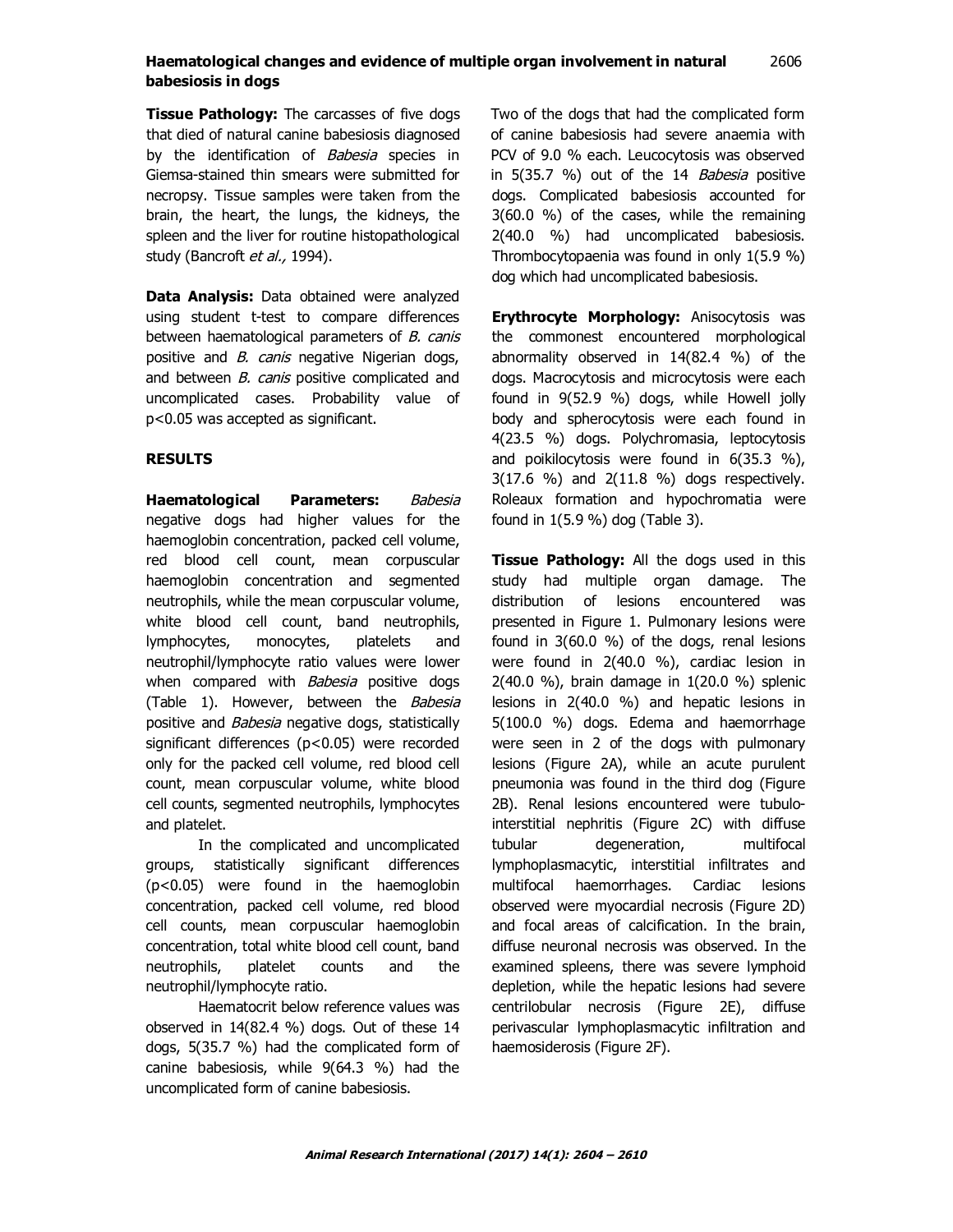**Tissue Pathology:** The carcasses of five dogs that died of natural canine babesiosis diagnosed by the identification of *Babesia* species in Giemsa-stained thin smears were submitted for necropsy. Tissue samples were taken from the brain, the heart, the lungs, the kidneys, the spleen and the liver for routine histopathological study (Bancroft *et al.,* 1994).

**Data Analysis:** Data obtained were analyzed using student t-test to compare differences between haematological parameters of *B. canis* positive and *B. canis* negative Nigerian dogs, and between *B. canis* positive complicated and uncomplicated cases. Probability value of $p<0.05$ was accepted as significant.

## RESULTS

**Haematological Parameters:** *Babesia* negative dogs had higher values for the haemoglobin concentration, packed cell volume, red blood cell count, mean corpuscular haemoglobin concentration and segmented neutrophils, while the mean corpuscular volume, white blood cell count, band neutrophils, lymphocytes, monocytes, platelets and neutrophil/lymphocyte ratio values were lower when compared with *Babesia* positive dogs (Table 1). However, between the *Babesia* positive and *Babesia* negative dogs, statistically significant differences ($p<0.05$) were recorded only for the packed cell volume, red blood cell count, mean corpuscular volume, white blood cell counts, segmented neutrophils, lymphocytes and platelet.

In the complicated and uncomplicated groups, statistically significant differences ($p<0.05$) were found in the haemoglobin concentration, packed cell volume, red blood cell counts, mean corpuscular haemoglobin concentration, total white blood cell count, band neutrophils, platelet counts and the neutrophil/lymphocyte ratio.

Haematocrit below reference values was observed in 14(82.4 %) dogs. Out of these 14 dogs, 5(35.7 %) had the complicated form of canine babesiosis, while 9(64.3 %) had the uncomplicated form of canine babesiosis. Two of the dogs that had the complicated form of canine babesiosis had severe anaemia with PCV of 9.0 % each. Leucocytosis was observed in 5(35.7 %) out of the 14 *Babesia* positive dogs. Complicated babesiosis accounted for 3(60.0 %) of the cases, while the remaining 2(40.0 %) had uncomplicated babesiosis. Thrombocytopaenia was found in only 1(5.9 %) dog which had uncomplicated babesiosis.

**Erythrocyte Morphology:** Anisocytosis was the commonest encountered morphological abnormality observed in 14(82.4 %) of the dogs. Macrocytosis and microcytosis were each found in 9(52.9 %) dogs, while Howell jolly body and spherocytosis were each found in 4(23.5 %) dogs. Polychromasia, leptocytosis and poikilocytosis were found in 6(35.3 %), 3(17.6 %) and 2(11.8 %) dogs respectively. Roleaux formation and hypochromatia were found in 1(5.9 %) dog (Table 3).

**Tissue Pathology:** All the dogs used in this study had multiple organ damage. The distribution of lesions encountered was presented in Figure 1. Pulmonary lesions were found in 3(60.0 %) of the dogs, renal lesions were found in 2(40.0 %), cardiac lesion in 2(40.0 %), brain damage in 1(20.0 %) splenic lesions in 2(40.0 %) and hepatic lesions in 5(100.0 %) dogs. Edema and haemorrhage were seen in 2 of the dogs with pulmonary lesions (Figure 2A), while an acute purulent pneumonia was found in the third dog (Figure 2B). Renal lesions encountered were tubulo-interstitial nephritis (Figure 2C) with diffuse tubular degeneration, multifocal lymphoplasmacytic, interstitial infiltrates and multifocal haemorrhages. Cardiac lesions observed were myocardial necrosis (Figure 2D) and focal areas of calcification. In the brain, diffuse neuronal necrosis was observed. In the examined spleens, there was severe lymphoid depletion, while the hepatic lesions had severe centrilobular necrosis (Figure 2E), diffuse perivascular lymphoplasmacytic infiltration and haemosiderosis (Figure 2F).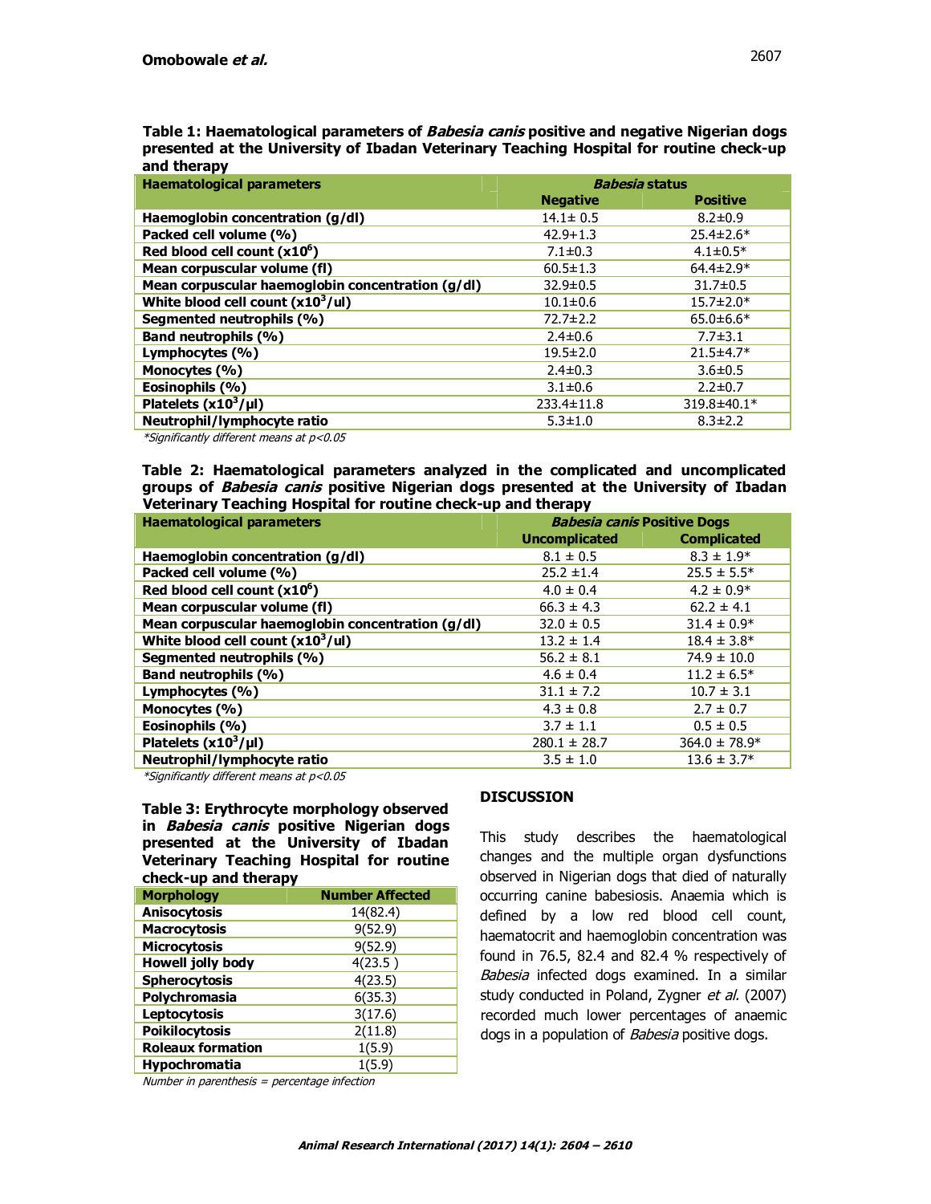**Table 1: Haematological parameters of *Babesia canis* positive and negative Nigerian dogs presented at the University of Ibadan Veterinary Teaching Hospital for routine check-up and therapy**

| Haematological parameters | *Babesia* status | |
|---|---|---|
| | Negative | Positive |
| Haemoglobin concentration (g/dl) | 14.1± 0.5 | 8.2±0.9 |
| Packed cell volume (%) | 42.9+1.3 | 25.4±2.6* |
| Red blood cell count (x10$^6$) | 7.1±0.3 | 4.1±0.5* |
| Mean corpuscular volume (fl) | 60.5±1.3 | 64.4±2.9* |
| Mean corpuscular haemoglobin concentration (g/dl) | 32.9±0.5 | 31.7±0.5 |
| White blood cell count (x10$^3$/ul) | 10.1±0.6 | 15.7±2.0* |
| Segmented neutrophils (%) | 72.7±2.2 | 65.0±6.6* |
| Band neutrophils (%) | 2.4±0.6 | 7.7±3.1 |
| Lymphocytes (%) | 19.5±2.0 | 21.5±4.7* |
| Monocytes (%) | 2.4±0.3 | 3.6±0.5 |
| Eosinophils (%) | 3.1±0.6 | 2.2±0.7 |
| Platelets (x10$^3$/µl) | 233.4±11.8 | 319.8±40.1* |
| Neutrophil/lymphocyte ratio | 5.3±1.0 | 8.3±2.2 |

*Significantly different means at p<0.05*

**Table 2: Haematological parameters analyzed in the complicated and uncomplicated groups of *Babesia canis* positive Nigerian dogs presented at the University of Ibadan Veterinary Teaching Hospital for routine check-up and therapy**

| Haematological parameters | *Babesia canis* Positive Dogs | |
|---|---|---|
| | Uncomplicated | Complicated |
| Haemoglobin concentration (g/dl) | 8.1 ± 0.5 | 8.3 ± 1.9* |
| Packed cell volume (%) | 25.2 ±1.4 | 25.5 ± 5.5* |
| Red blood cell count (x10$^6$) | 4.0 ± 0.4 | 4.2 ± 0.9* |
| Mean corpuscular volume (fl) | 66.3 ± 4.3 | 62.2 ± 4.1 |
| Mean corpuscular haemoglobin concentration (g/dl) | 32.0 ± 0.5 | 31.4 ± 0.9* |
| White blood cell count (x10$^3$/ul) | 13.2 ± 1.4 | 18.4 ± 3.8* |
| Segmented neutrophils (%) | 56.2 ± 8.1 | 74.9 ± 10.0 |
| Band neutrophils (%) | 4.6 ± 0.4 | 11.2 ± 6.5* |
| Lymphocytes (%) | 31.1 ± 7.2 | 10.7 ± 3.1 |
| Monocytes (%) | 4.3 ± 0.8 | 2.7 ± 0.7 |
| Eosinophils (%) | 3.7 ± 1.1 | 0.5 ± 0.5 |
| Platelets (x10$^3$/µl) | 280.1 ± 28.7 | 364.0 ± 78.9* |
| Neutrophil/lymphocyte ratio | 3.5 ± 1.0 | 13.6 ± 3.7* |

*Significantly different means at p<0.05*

**Table 3: Erythrocyte morphology observed in *Babesia canis* positive Nigerian dogs presented at the University of Ibadan Veterinary Teaching Hospital for routine check-up and therapy**

| Morphology | Number Affected |
|---|---|
| Anisocytosis | 14(82.4) |
| Macrocytosis | 9(52.9) |
| Microcytosis | 9(52.9) |
| Howell jolly body | 4(23.5 ) |
| Spherocytosis | 4(23.5) |
| Polychromasia | 6(35.3) |
| Leptocytosis | 3(17.6) |
| Poikilocytosis | 2(11.8) |
| Roleaux formation | 1(5.9) |
| Hypochromatia | 1(5.9) |

*Number in parenthesis = percentage infection*

## DISCUSSION

This study describes the haematological changes and the multiple organ dysfunctions observed in Nigerian dogs that died of naturally occurring canine babesiosis. Anaemia which is defined by a low red blood cell count, haematocrit and haemoglobin concentration was found in 76.5, 82.4 and 82.4 % respectively of *Babesia* infected dogs examined. In a similar study conducted in Poland, Zygner *et al.* (2007) recorded much lower percentages of anaemic dogs in a population of *Babesia* positive dogs.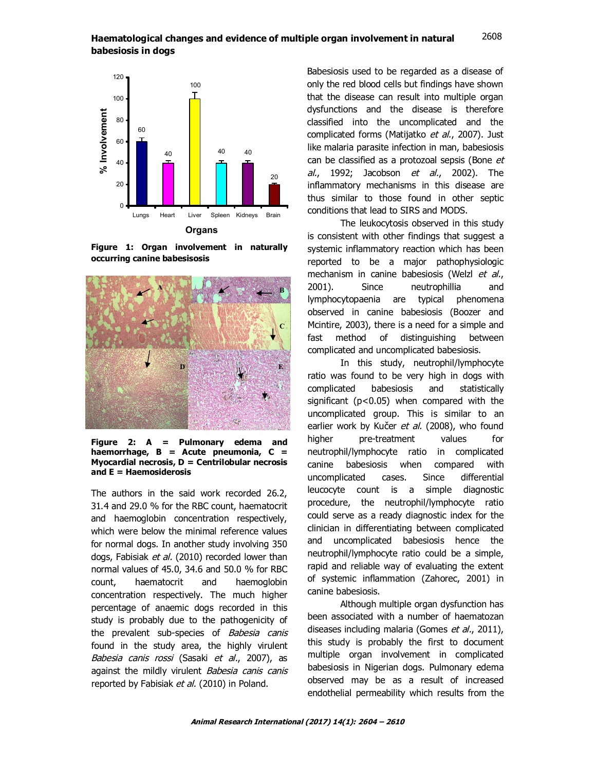Figure 1: Organ involvement in naturally occurring canine babesisosis

Figure 2: A = Pulmonary edema and haemorrhage, B = Acute pneumonia, C = Myocardial necrosis, D = Centrilobular necrosis and E = Haemosiderosis

The authors in the said work recorded 26.2, 31.4 and 29.0 % for the RBC count, haematocrit and haemoglobin concentration respectively, which were below the minimal reference values for normal dogs. In another study involving 350 dogs, Fabisiak *et al.* (2010) recorded lower than normal values of 45.0, 34.6 and 50.0 % for RBC count, haematocrit and haemoglobin concentration respectively. The much higher percentage of anaemic dogs recorded in this study is probably due to the pathogenicity of the prevalent sub-species of *Babesia canis* found in the study area, the highly virulent *Babesia canis rossi* (Sasaki *et al.*, 2007), as against the mildly virulent *Babesia canis canis* reported by Fabisiak *et al.* (2010) in Poland.

Babesiosis used to be regarded as a disease of only the red blood cells but findings have shown that the disease can result into multiple organ dysfunctions and the disease is therefore classified into the uncomplicated and the complicated forms (Matijatko *et al.*, 2007). Just like malaria parasite infection in man, babesiosis can be classified as a protozoal sepsis (Bone *et al.*, 1992; Jacobson *et al.*, 2002). The inflammatory mechanisms in this disease are thus similar to those found in other septic conditions that lead to SIRS and MODS.

The leukocytosis observed in this study is consistent with other findings that suggest a systemic inflammatory reaction which has been reported to be a major pathophysiologic mechanism in canine babesiosis (Welzl *et al.*, 2001). Since neutrophillia and lymphocytopaenia are typical phenomena observed in canine babesiosis (Boozer and Mcintire, 2003), there is a need for a simple and fast method of distinguishing between complicated and uncomplicated babesiosis.

In this study, neutrophil/lymphocyte ratio was found to be very high in dogs with complicated babesiosis and statistically significant ($p<0.05$) when compared with the uncomplicated group. This is similar to an earlier work by Kučer *et al.* (2008), who found higher pre-treatment values for neutrophil/lymphocyte ratio in complicated canine babesiosis when compared with uncomplicated cases. Since differential leucocyte count is a simple diagnostic procedure, the neutrophil/lymphocyte ratio could serve as a ready diagnostic index for the clinician in differentiating between complicated and uncomplicated babesiosis hence the neutrophil/lymphocyte ratio could be a simple, rapid and reliable way of evaluating the extent of systemic inflammation (Zahorec, 2001) in canine babesiosis.

Although multiple organ dysfunction has been associated with a number of haematozan diseases including malaria (Gomes *et al.*, 2011), this study is probably the first to document multiple organ involvement in complicated babesiosis in Nigerian dogs. Pulmonary edema observed may be as a result of increased endothelial permeability which results from the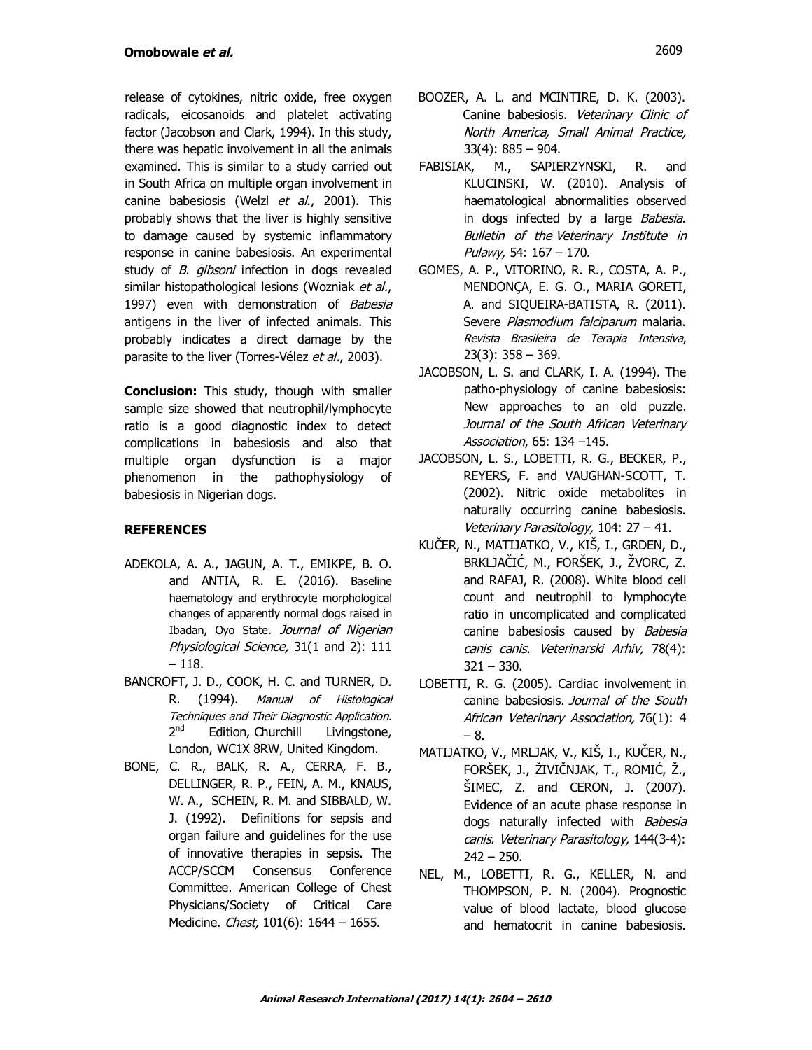release of cytokines, nitric oxide, free oxygen radicals, eicosanoids and platelet activating factor (Jacobson and Clark, 1994). In this study, there was hepatic involvement in all the animals examined. This is similar to a study carried out in South Africa on multiple organ involvement in canine babesiosis (Welzl *et al*., 2001). This probably shows that the liver is highly sensitive to damage caused by systemic inflammatory response in canine babesiosis. An experimental study of *B. gibsoni* infection in dogs revealed similar histopathological lesions (Wozniak *et al*., 1997) even with demonstration of *Babesia* antigens in the liver of infected animals. This probably indicates a direct damage by the parasite to the liver (Torres-Vélez *et al*., 2003).

**Conclusion:** This study, though with smaller sample size showed that neutrophil/lymphocyte ratio is a good diagnostic index to detect complications in babesiosis and also that multiple organ dysfunction is a major phenomenon in the pathophysiology of babesiosis in Nigerian dogs.

## REFERENCES

ADEKOLA, A. A., JAGUN, A. T., EMIKPE, B. O. and ANTIA, R. E. (2016). Baseline haematology and erythrocyte morphological changes of apparently normal dogs raised in Ibadan, Oyo State. *Journal of Nigerian Physiological Science,* 31(1 and 2): 111 – 118.

BANCROFT, J. D., COOK, H. C. and TURNER, D. R. (1994). *Manual of Histological Techniques and Their Diagnostic Application.* 2nd Edition, Churchill Livingstone, London, WC1X 8RW, United Kingdom.

BONE, C. R., BALK, R. A., CERRA, F. B., DELLINGER, R. P., FEIN, A. M., KNAUS, W. A., SCHEIN, R. M. and SIBBALD, W. J. (1992). Definitions for sepsis and organ failure and guidelines for the use of innovative therapies in sepsis. The ACCP/SCCM Consensus Conference Committee. American College of Chest Physicians/Society of Critical Care Medicine. *Chest,* 101(6): 1644 – 1655.

BOOZER, A. L. and MCINTIRE, D. K. (2003). Canine babesiosis. *Veterinary Clinic of North America, Small Animal Practice,* 33(4): 885 – 904.

FABISIAK, M., SAPIERZYNSKI, R. and KLUCINSKI, W. (2010). Analysis of haematological abnormalities observed in dogs infected by a large *Babesia*. *Bulletin of the Veterinary Institute in Pulawy,* 54: 167 – 170.

GOMES, A. P., VITORINO, R. R., COSTA, A. P., MENDONÇA, E. G. O., MARIA GORETI, A. and SIQUEIRA-BATISTA, R. (2011). Severe *Plasmodium falciparum* malaria. *Revista Brasileira de Terapia Intensiva*, 23(3): 358 – 369.

JACOBSON, L. S. and CLARK, I. A. (1994). The patho-physiology of canine babesiosis: New approaches to an old puzzle. *Journal of the South African Veterinary Association*, 65: 134 –145.

JACOBSON, L. S., LOBETTI, R. G., BECKER, P., REYERS, F. and VAUGHAN-SCOTT, T. (2002). Nitric oxide metabolites in naturally occurring canine babesiosis. *Veterinary Parasitology,* 104: 27 – 41.

KUČER, N., MATIJATKO, V., KIŠ, I., GRDEN, D., BRKLJAČIĆ, M., FORŠEK, J., ŽVORC, Z. and RAFAJ, R. (2008). White blood cell count and neutrophil to lymphocyte ratio in uncomplicated and complicated canine babesiosis caused by *Babesia canis canis*. *Veterinarski Arhiv,* 78(4): 321 – 330.

LOBETTI, R. G. (2005). Cardiac involvement in canine babesiosis. *Journal of the South African Veterinary Association,* 76(1): 4 – 8.

MATIJATKO, V., MRLJAK, V., KIŠ, I., KUČER, N., FORŠEK, J., ŽIVIČNJAK, T., ROMIĆ, Ž., ŠIMEC, Z. and CERON, J. (2007). Evidence of an acute phase response in dogs naturally infected with *Babesia canis*. *Veterinary Parasitology,* 144(3-4): 242 – 250.

NEL, M., LOBETTI, R. G., KELLER, N. and THOMPSON, P. N. (2004). Prognostic value of blood lactate, blood glucose and hematocrit in canine babesiosis.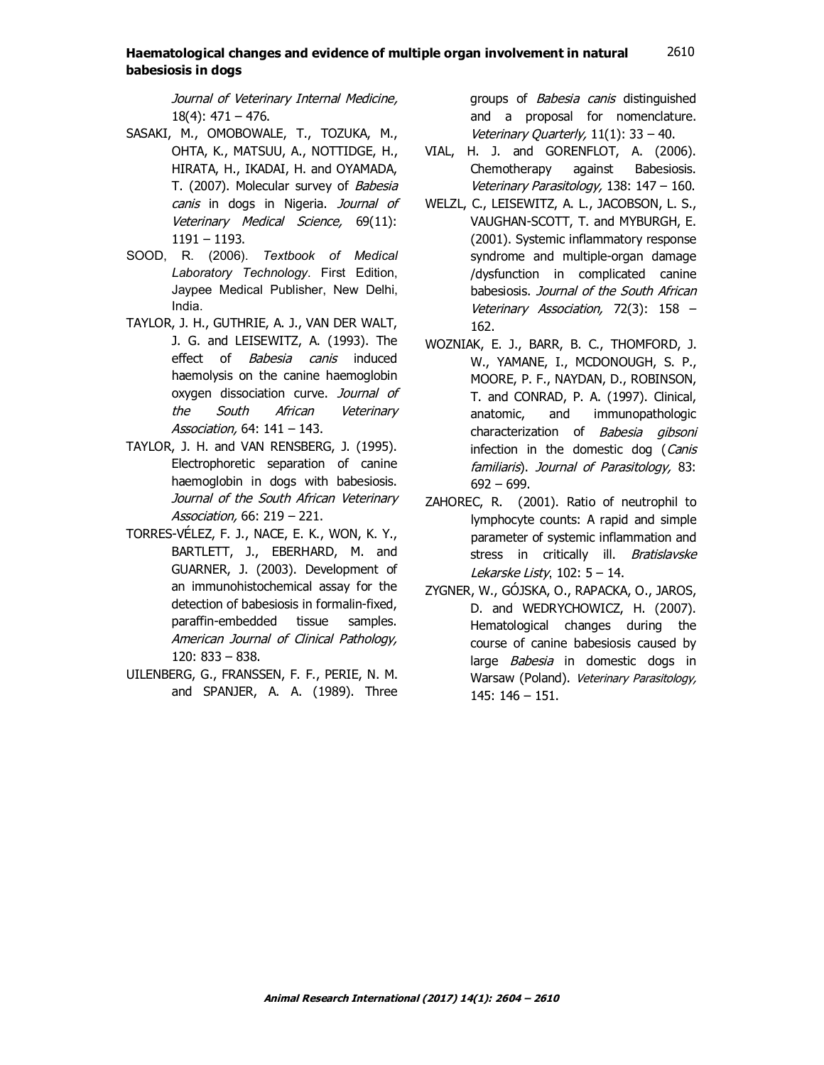Journal of Veterinary Internal Medicine, 18(4): 471 – 476.

SASAKI, M., OMOBOWALE, T., TOZUKA, M., OHTA, K., MATSUU, A., NOTTIDGE, H., HIRATA, H., IKADAI, H. and OYAMADA, T. (2007). Molecular survey of *Babesia canis* in dogs in Nigeria. *Journal of Veterinary Medical Science,* 69(11): 1191 – 1193.

SOOD, R. (2006). *Textbook of Medical Laboratory Technology*. First Edition, Jaypee Medical Publisher, New Delhi, India.

TAYLOR, J. H., GUTHRIE, A. J., VAN DER WALT, J. G. and LEISEWITZ, A. (1993). The effect of *Babesia canis* induced haemolysis on the canine haemoglobin oxygen dissociation curve. *Journal of the South African Veterinary Association,* 64: 141 – 143.

TAYLOR, J. H. and VAN RENSBERG, J. (1995). Electrophoretic separation of canine haemoglobin in dogs with babesiosis. *Journal of the South African Veterinary Association,* 66: 219 – 221.

TORRES-VÉLEZ, F. J., NACE, E. K., WON, K. Y., BARTLETT, J., EBERHARD, M. and GUARNER, J. (2003). Development of an immunohistochemical assay for the detection of babesiosis in formalin-fixed, paraffin-embedded tissue samples. *American Journal of Clinical Pathology,* 120: 833 – 838.

UILENBERG, G., FRANSSEN, F. F., PERIE, N. M. and SPANJER, A. A. (1989). Three groups of *Babesia canis* distinguished and a proposal for nomenclature. *Veterinary Quarterly,* 11(1): 33 – 40.

VIAL, H. J. and GORENFLOT, A. (2006). Chemotherapy against Babesiosis. *Veterinary Parasitology,* 138: 147 – 160.

WELZL, C., LEISEWITZ, A. L., JACOBSON, L. S., VAUGHAN-SCOTT, T. and MYBURGH, E. (2001). Systemic inflammatory response syndrome and multiple-organ damage /dysfunction in complicated canine babesiosis. *Journal of the South African Veterinary Association,* 72(3): 158 – 162.

WOZNIAK, E. J., BARR, B. C., THOMFORD, J. W., YAMANE, I., MCDONOUGH, S. P., MOORE, P. F., NAYDAN, D., ROBINSON, T. and CONRAD, P. A. (1997). Clinical, anatomic, and immunopathologic characterization of *Babesia gibsoni* infection in the domestic dog (*Canis familiaris*). *Journal of Parasitology,* 83: 692 – 699.

ZAHOREC, R. (2001). Ratio of neutrophil to lymphocyte counts: A rapid and simple parameter of systemic inflammation and stress in critically ill. *Bratislavske Lekarske Listy*, 102: 5 – 14.

ZYGNER, W., GÓJSKA, O., RAPACKA, O., JAROS, D. and WEDRYCHOWICZ, H. (2007). Hematological changes during the course of canine babesiosis caused by large *Babesia* in domestic dogs in Warsaw (Poland). *Veterinary Parasitology,* 145: 146 – 151.